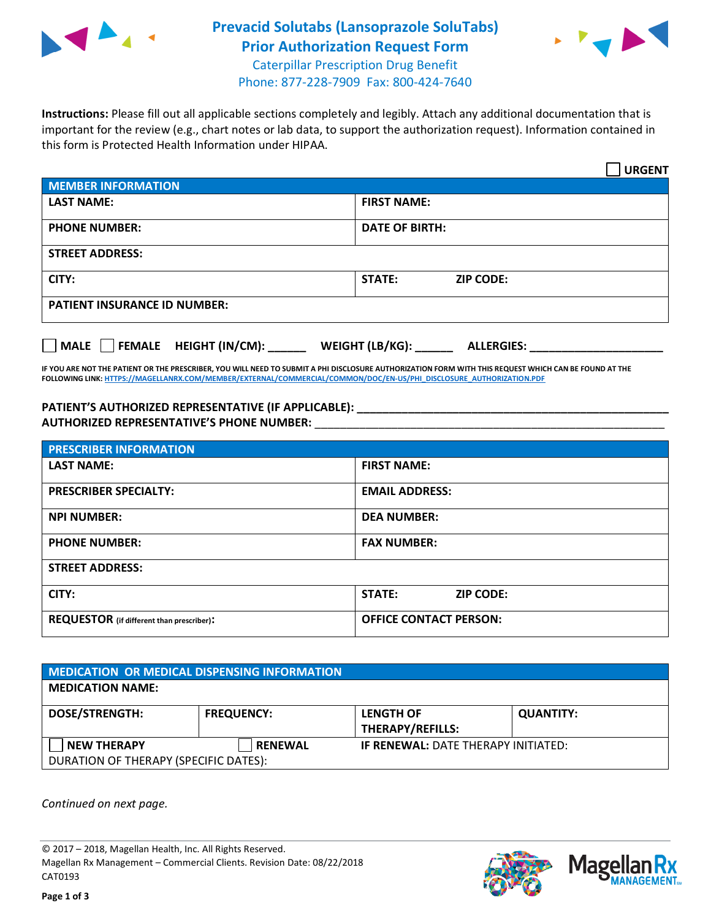# Prevacid Solutabs (Lansoprazole SoluTabs) Prior Authorization Request Form

Caterpillar Prescription Drug Benefit
Phone: 877-228-7909 Fax: 800-424-7640

**Instructions:** Please fill out all applicable sections completely and legibly. Attach any additional documentation that is important for the review (e.g., chart notes or lab data, to support the authorization request). Information contained in this form is Protected Health Information under HIPAA.

☐ **URGENT**

| **MEMBER INFORMATION** | |
|---|---|
| **LAST NAME:** | **FIRST NAME:** |
| **PHONE NUMBER:** | **DATE OF BIRTH:** |
| **STREET ADDRESS:** | |
| **CITY:** | **STATE:** **ZIP CODE:** |
| **PATIENT INSURANCE ID NUMBER:** | |

☐ **MALE** ☐ **FEMALE** **HEIGHT (IN/CM):** ______ **WEIGHT (LB/KG):** ______ **ALLERGIES:** ____________________

**IF YOU ARE NOT THE PATIENT OR THE PRESCRIBER, YOU WILL NEED TO SUBMIT A PHI DISCLOSURE AUTHORIZATION FORM WITH THIS REQUEST WHICH CAN BE FOUND AT THE FOLLOWING LINK: HTTPS://MAGELLANRX.COM/MEMBER/EXTERNAL/COMMERCIAL/COMMON/DOC/EN-US/PHI_DISCLOSURE_AUTHORIZATION.PDF**

**PATIENT'S AUTHORIZED REPRESENTATIVE (IF APPLICABLE):** ____________________________________________
**AUTHORIZED REPRESENTATIVE'S PHONE NUMBER:** ____________________________________________

| **PRESCRIBER INFORMATION** | |
|---|---|
| **LAST NAME:** | **FIRST NAME:** |
| **PRESCRIBER SPECIALTY:** | **EMAIL ADDRESS:** |
| **NPI NUMBER:** | **DEA NUMBER:** |
| **PHONE NUMBER:** | **FAX NUMBER:** |
| **STREET ADDRESS:** | |
| **CITY:** | **STATE:** **ZIP CODE:** |
| **REQUESTOR** (if different than prescriber)**:** | **OFFICE CONTACT PERSON:** |

| **MEDICATION OR MEDICAL DISPENSING INFORMATION** | | | |
|---|---|---|---|
| **MEDICATION NAME:** | | | |
| **DOSE/STRENGTH:** | **FREQUENCY:** | **LENGTH OF THERAPY/REFILLS:** | **QUANTITY:** |
| ☐ **NEW THERAPY** | ☐ **RENEWAL** | **IF RENEWAL:** DATE THERAPY INITIATED: | |
| DURATION OF THERAPY (SPECIFIC DATES): | | | |

*Continued on next page.*

© 2017 – 2018, Magellan Health, Inc. All Rights Reserved.
Magellan Rx Management – Commercial Clients. Revision Date: 08/22/2018
CAT0193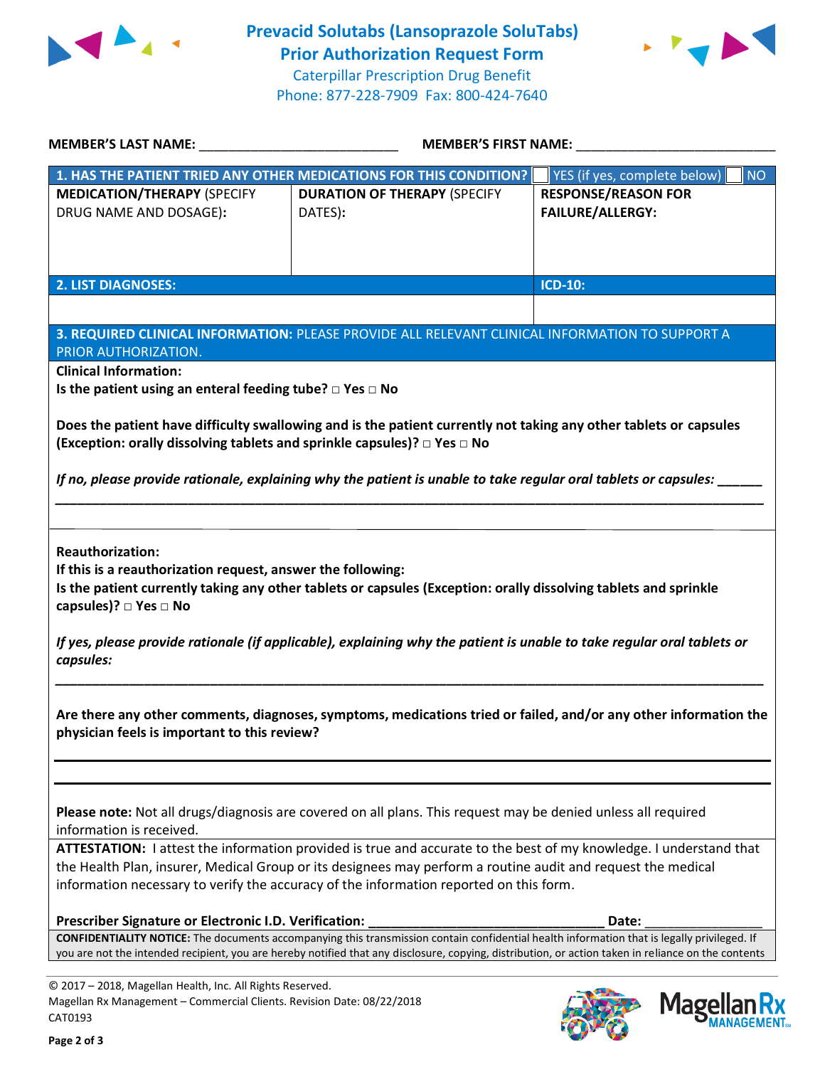# Prevacid Solutabs (Lansoprazole SoluTabs) Prior Authorization Request Form

Caterpillar Prescription Drug Benefit
Phone: 877-228-7909 Fax: 800-424-7640

**MEMBER'S LAST NAME:** ___________________________ **MEMBER'S FIRST NAME:** ___________________________

| 1. HAS THE PATIENT TRIED ANY OTHER MEDICATIONS FOR THIS CONDITION? | | ☐ YES (if yes, complete below) ☐ NO |
|---|---|---|
| **MEDICATION/THERAPY** (SPECIFY DRUG NAME AND DOSAGE): | **DURATION OF THERAPY** (SPECIFY DATES): | **RESPONSE/REASON FOR FAILURE/ALLERGY:** |
| | | |

| 2. LIST DIAGNOSES: | ICD-10: |
|---|---|
| | |

**3. REQUIRED CLINICAL INFORMATION:** PLEASE PROVIDE ALL RELEVANT CLINICAL INFORMATION TO SUPPORT A PRIOR AUTHORIZATION.

**Clinical Information:**

**Is the patient using an enteral feeding tube? □ Yes □ No**

**Does the patient have difficulty swallowing and is the patient currently not taking any other tablets or capsules (Exception: orally dissolving tablets and sprinkle capsules)? □ Yes □ No**

***If no, please provide rationale, explaining why the patient is unable to take regular oral tablets or capsules:*** ______

_____________________________________________________________________________________________

**Reauthorization:**

**If this is a reauthorization request, answer the following:**

**Is the patient currently taking any other tablets or capsules (Exception: orally dissolving tablets and sprinkle capsules)? □ Yes □ No**

***If yes, please provide rationale (if applicable), explaining why the patient is unable to take regular oral tablets or capsules:***

_____________________________________________________________________________________________

**Are there any other comments, diagnoses, symptoms, medications tried or failed, and/or any other information the physician feels is important to this review?**

_____________________________________________________________________________________________

_____________________________________________________________________________________________

**Please note:** Not all drugs/diagnosis are covered on all plans. This request may be denied unless all required information is received.

**ATTESTATION:** I attest the information provided is true and accurate to the best of my knowledge. I understand that the Health Plan, insurer, Medical Group or its designees may perform a routine audit and request the medical information necessary to verify the accuracy of the information reported on this form.

**Prescriber Signature or Electronic I.D. Verification:** ________________________________ **Date:** ________________

**CONFIDENTIALITY NOTICE:** The documents accompanying this transmission contain confidential health information that is legally privileged. If you are not the intended recipient, you are hereby notified that any disclosure, copying, distribution, or action taken in reliance on the contents

© 2017 – 2018, Magellan Health, Inc. All Rights Reserved.
Magellan Rx Management – Commercial Clients. Revision Date: 08/22/2018
CAT0193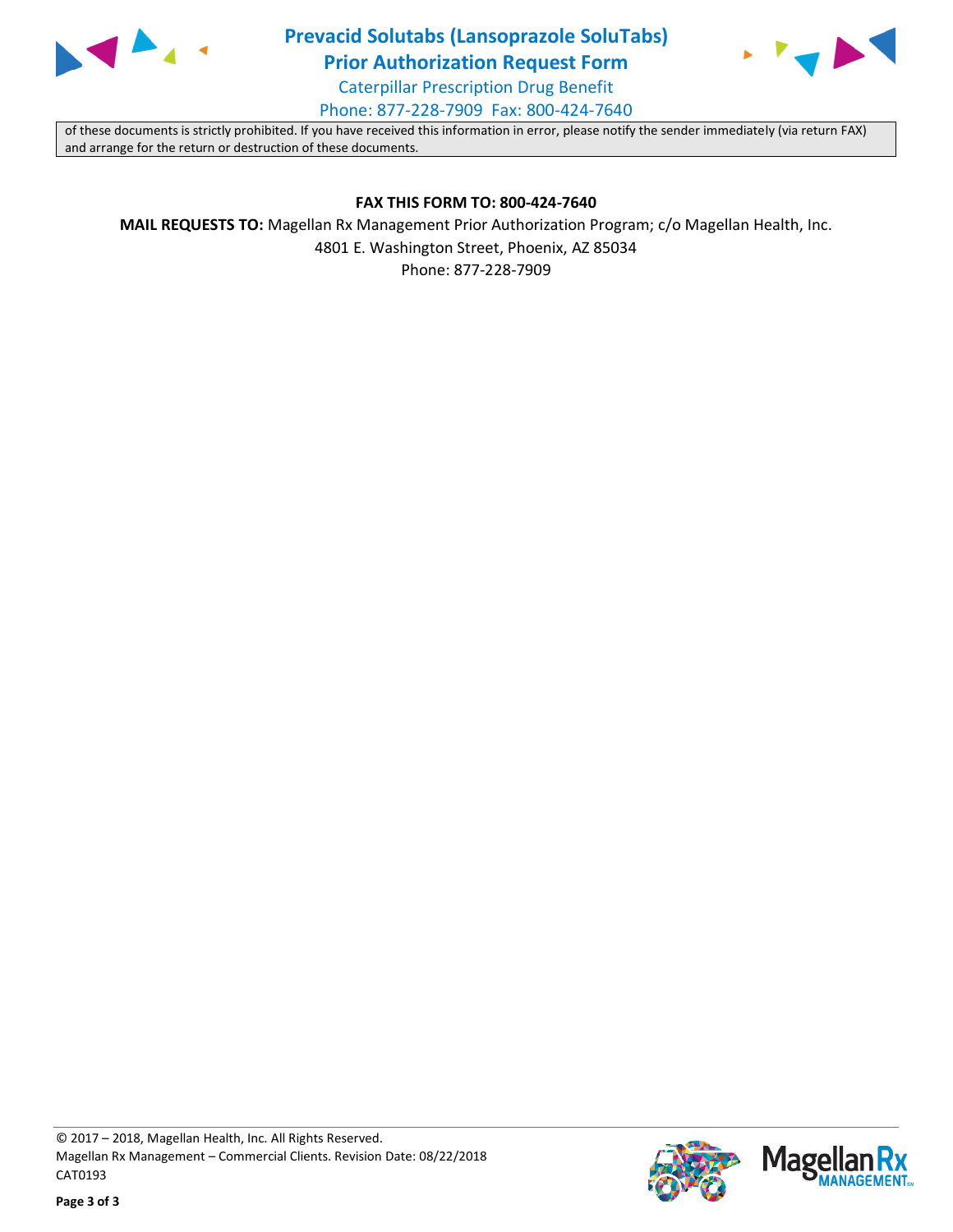of these documents is strictly prohibited. If you have received this information in error, please notify the sender immediately (via return FAX) and arrange for the return or destruction of these documents.

**FAX THIS FORM TO: 800-424-7640**

**MAIL REQUESTS TO:** Magellan Rx Management Prior Authorization Program; c/o Magellan Health, Inc.
4801 E. Washington Street, Phoenix, AZ 85034
Phone: 877-228-7909

© 2017 – 2018, Magellan Health, Inc. All Rights Reserved.
Magellan Rx Management – Commercial Clients. Revision Date: 08/22/2018
CAT0193